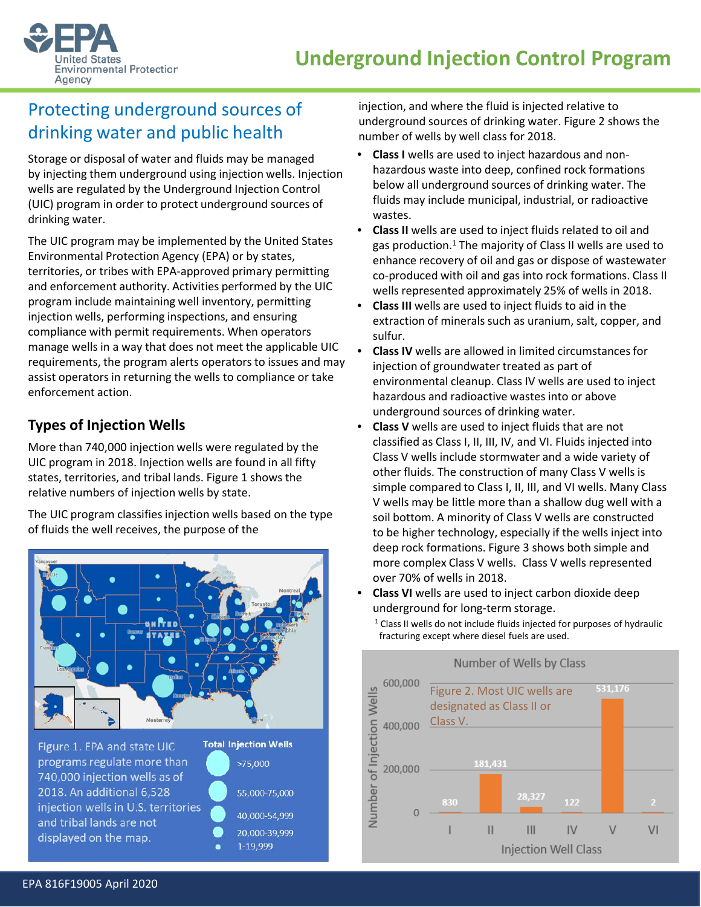# Underground Injection Control Program

## Protecting underground sources of drinking water and public health

Storage or disposal of water and fluids may be managed by injecting them underground using injection wells. Injection wells are regulated by the Underground Injection Control (UIC) program in order to protect underground sources of drinking water.

The UIC program may be implemented by the United States Environmental Protection Agency (EPA) or by states, territories, or tribes with EPA-approved primary permitting and enforcement authority. Activities performed by the UIC program include maintaining well inventory, permitting injection wells, performing inspections, and ensuring compliance with permit requirements. When operators manage wells in a way that does not meet the applicable UIC requirements, the program alerts operators to issues and may assist operators in returning the wells to compliance or take enforcement action.

### Types of Injection Wells

More than 740,000 injection wells were regulated by the UIC program in 2018. Injection wells are found in all fifty states, territories, and tribal lands. Figure 1 shows the relative numbers of injection wells by state.

The UIC program classifies injection wells based on the type of fluids the well receives, the purpose of the injection, and where the fluid is injected relative to underground sources of drinking water. Figure 2 shows the number of wells by well class for 2018.

Figure 1. EPA and state UIC programs regulate more than 740,000 injection wells as of 2018. An additional 6,528 injection wells in U.S. territories and tribal lands are not displayed on the map.

**Total Injection Wells**
- >75,000
- 55,000-75,000
- 40,000-54,999
- 20,000-39,999
- 1-19,999

- **Class I** wells are used to inject hazardous and non-hazardous waste into deep, confined rock formations below all underground sources of drinking water. The fluids may include municipal, industrial, or radioactive wastes.
- **Class II** wells are used to inject fluids related to oil and gas production.[1] The majority of Class II wells are used to enhance recovery of oil and gas or dispose of wastewater co-produced with oil and gas into rock formations. Class II wells represented approximately 25% of wells in 2018.
- **Class III** wells are used to inject fluids to aid in the extraction of minerals such as uranium, salt, copper, and sulfur.
- **Class IV** wells are allowed in limited circumstances for injection of groundwater treated as part of environmental cleanup. Class IV wells are used to inject hazardous and radioactive wastes into or above underground sources of drinking water.
- **Class V** wells are used to inject fluids that are not classified as Class I, II, III, IV, and VI. Fluids injected into Class V wells include stormwater and a wide variety of other fluids. The construction of many Class V wells is simple compared to Class I, II, III, and VI wells. Many Class V wells may be little more than a shallow dug well with a soil bottom. A minority of Class V wells are constructed to be higher technology, especially if the wells inject into deep rock formations. Figure 3 shows both simple and more complex Class V wells. Class V wells represented over 70% of wells in 2018.
- **Class VI** wells are used to inject carbon dioxide deep underground for long-term storage.

[1] Class II wells do not include fluids injected for purposes of hydraulic fracturing except where diesel fuels are used.

**Number of Wells by Class**

Figure 2. Most UIC wells are designated as Class II or Class V.

| Injection Well Class | Number of Injection Wells |
| --- | --- |
| I | 830 |
| II | 181,431 |
| III | 28,327 |
| IV | 122 |
| V | 531,176 |
| VI | 2 |

EPA 816F19005 April 2020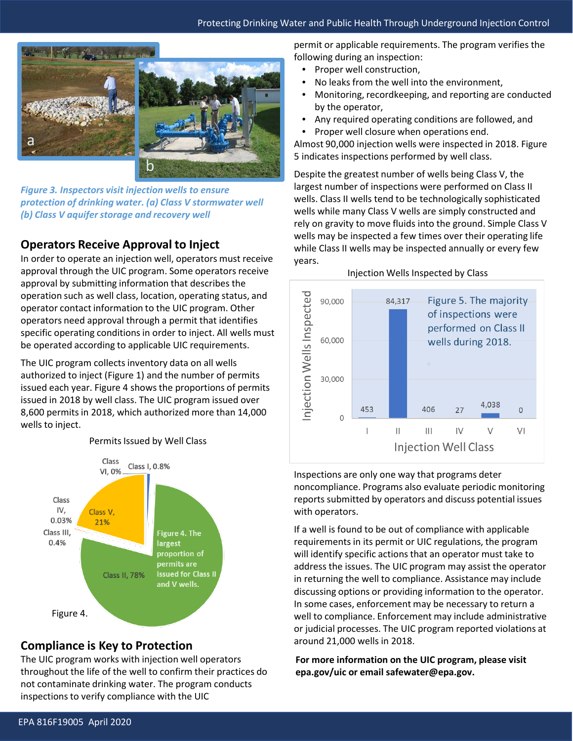*Figure 3. Inspectors visit injection wells to ensure protection of drinking water. (a) Class V stormwater well (b) Class V aquifer storage and recovery well*

## Operators Receive Approval to Inject

In order to operate an injection well, operators must receive approval through the UIC program. Some operators receive approval by submitting information that describes the operation such as well class, location, operating status, and operator contact information to the UIC program. Other operators need approval through a permit that identifies specific operating conditions in order to inject. All wells must be operated according to applicable UIC requirements.

The UIC program collects inventory data on all wells authorized to inject (Figure 1) and the number of permits issued each year. Figure 4 shows the proportions of permits issued in 2018 by well class. The UIC program issued over 8,600 permits in 2018, which authorized more than 14,000 wells to inject.

Permits Issued by Well Class

Class VI, 0%
Class I, 0.8%
Class IV, 0.03%
Class V, 21%
Class III, 0.4%
Class II, 78%

Figure 4. The largest proportion of permits are issued for Class II and V wells.

Figure 4.

## Compliance is Key to Protection

The UIC program works with injection well operators throughout the life of the well to confirm their practices do not contaminate drinking water. The program conducts inspections to verify compliance with the UIC permit or applicable requirements. The program verifies the following during an inspection:

- Proper well construction,
- No leaks from the well into the environment,
- Monitoring, recordkeeping, and reporting are conducted by the operator,
- Any required operating conditions are followed, and
- Proper well closure when operations end.

Almost 90,000 injection wells were inspected in 2018. Figure 5 indicates inspections performed by well class.

Despite the greatest number of wells being Class V, the largest number of inspections were performed on Class II wells. Class II wells tend to be technologically sophisticated wells while many Class V wells are simply constructed and rely on gravity to move fluids into the ground. Simple Class V wells may be inspected a few times over their operating life while Class II wells may be inspected annually or every few years.

Injection Wells Inspected by Class

Injection Wells Inspected

90,000
60,000
30,000
0

453
84,317
406
27
4,038
0

I
II
III
IV
V
VI

Injection Well Class

Figure 5. The majority of inspections were performed on Class II wells during 2018.

Inspections are only one way that programs deter noncompliance. Programs also evaluate periodic monitoring reports submitted by operators and discuss potential issues with operators.

If a well is found to be out of compliance with applicable requirements in its permit or UIC regulations, the program will identify specific actions that an operator must take to address the issues. The UIC program may assist the operator in returning the well to compliance. Assistance may include discussing options or providing information to the operator. In some cases, enforcement may be necessary to return a well to compliance. Enforcement may include administrative or judicial processes. The UIC program reported violations at around 21,000 wells in 2018.

**For more information on the UIC program, please visit epa.gov/uic or email safewater@epa.gov.**